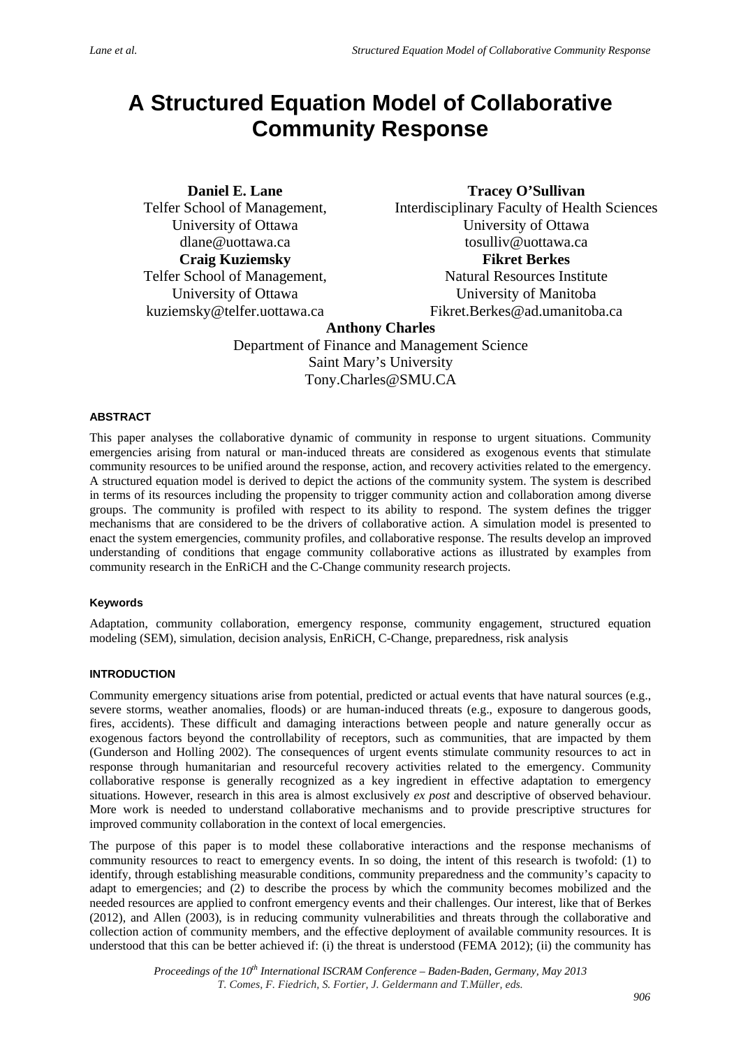# A Structured Equation Model of Collaborative Community Response

**Daniel E. Lane**
Telfer School of Management,
University of Ottawa
dlane@uottawa.ca

**Tracey O'Sullivan**
Interdisciplinary Faculty of Health Sciences
University of Ottawa
tosulliv@uottawa.ca

**Craig Kuziemsky**
Telfer School of Management,
University of Ottawa
kuziemsky@telfer.uottawa.ca

**Fikret Berkes**
Natural Resources Institute
University of Manitoba
Fikret.Berkes@ad.umanitoba.ca

**Anthony Charles**
Department of Finance and Management Science
Saint Mary's University
Tony.Charles@SMU.CA

### ABSTRACT

This paper analyses the collaborative dynamic of community in response to urgent situations. Community emergencies arising from natural or man-induced threats are considered as exogenous events that stimulate community resources to be unified around the response, action, and recovery activities related to the emergency. A structured equation model is derived to depict the actions of the community system. The system is described in terms of its resources including the propensity to trigger community action and collaboration among diverse groups. The community is profiled with respect to its ability to respond. The system defines the trigger mechanisms that are considered to be the drivers of collaborative action. A simulation model is presented to enact the system emergencies, community profiles, and collaborative response. The results develop an improved understanding of conditions that engage community collaborative actions as illustrated by examples from community research in the EnRiCH and the C-Change community research projects.

### Keywords

Adaptation, community collaboration, emergency response, community engagement, structured equation modeling (SEM), simulation, decision analysis, EnRiCH, C-Change, preparedness, risk analysis

### INTRODUCTION

Community emergency situations arise from potential, predicted or actual events that have natural sources (e.g., severe storms, weather anomalies, floods) or are human-induced threats (e.g., exposure to dangerous goods, fires, accidents). These difficult and damaging interactions between people and nature generally occur as exogenous factors beyond the controllability of receptors, such as communities, that are impacted by them (Gunderson and Holling 2002). The consequences of urgent events stimulate community resources to act in response through humanitarian and resourceful recovery activities related to the emergency. Community collaborative response is generally recognized as a key ingredient in effective adaptation to emergency situations. However, research in this area is almost exclusively *ex post* and descriptive of observed behaviour. More work is needed to understand collaborative mechanisms and to provide prescriptive structures for improved community collaboration in the context of local emergencies.

The purpose of this paper is to model these collaborative interactions and the response mechanisms of community resources to react to emergency events. In so doing, the intent of this research is twofold: (1) to identify, through establishing measurable conditions, community preparedness and the community's capacity to adapt to emergencies; and (2) to describe the process by which the community becomes mobilized and the needed resources are applied to confront emergency events and their challenges. Our interest, like that of Berkes (2012), and Allen (2003), is in reducing community vulnerabilities and threats through the collaborative and collection action of community members, and the effective deployment of available community resources. It is understood that this can be better achieved if: (i) the threat is understood (FEMA 2012); (ii) the community has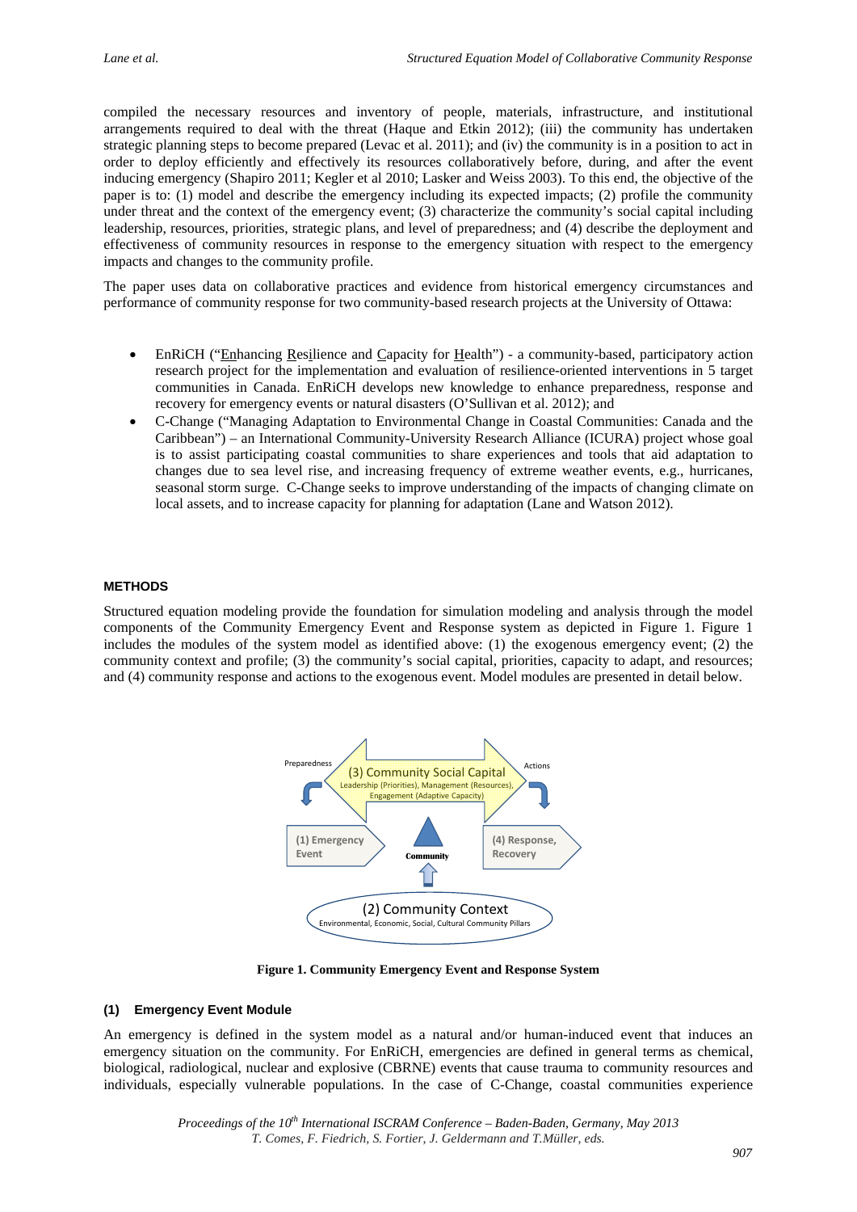compiled the necessary resources and inventory of people, materials, infrastructure, and institutional arrangements required to deal with the threat (Haque and Etkin 2012); (iii) the community has undertaken strategic planning steps to become prepared (Levac et al. 2011); and (iv) the community is in a position to act in order to deploy efficiently and effectively its resources collaboratively before, during, and after the event inducing emergency (Shapiro 2011; Kegler et al 2010; Lasker and Weiss 2003). To this end, the objective of the paper is to: (1) model and describe the emergency including its expected impacts; (2) profile the community under threat and the context of the emergency event; (3) characterize the community's social capital including leadership, resources, priorities, strategic plans, and level of preparedness; and (4) describe the deployment and effectiveness of community resources in response to the emergency situation with respect to the emergency impacts and changes to the community profile.

The paper uses data on collaborative practices and evidence from historical emergency circumstances and performance of community response for two community-based research projects at the University of Ottawa:

- EnRiCH ("Enhancing Resilience and Capacity for Health") - a community-based, participatory action research project for the implementation and evaluation of resilience-oriented interventions in 5 target communities in Canada. EnRiCH develops new knowledge to enhance preparedness, response and recovery for emergency events or natural disasters (O'Sullivan et al. 2012); and
- C-Change ("Managing Adaptation to Environmental Change in Coastal Communities: Canada and the Caribbean") – an International Community-University Research Alliance (ICURA) project whose goal is to assist participating coastal communities to share experiences and tools that aid adaptation to changes due to sea level rise, and increasing frequency of extreme weather events, e.g., hurricanes, seasonal storm surge. C-Change seeks to improve understanding of the impacts of changing climate on local assets, and to increase capacity for planning for adaptation (Lane and Watson 2012).

## METHODS

Structured equation modeling provide the foundation for simulation modeling and analysis through the model components of the Community Emergency Event and Response system as depicted in Figure 1. Figure 1 includes the modules of the system model as identified above: (1) the exogenous emergency event; (2) the community context and profile; (3) the community's social capital, priorities, capacity to adapt, and resources; and (4) community response and actions to the exogenous event. Model modules are presented in detail below.

Preparedness | (3) Community Social Capital — Leadership (Priorities), Management (Resources), Engagement (Adaptive Capacity) | Actions

(1) Emergency Event | Community | (4) Response, Recovery

(2) Community Context — Environmental, Economic, Social, Cultural Community Pillars

**Figure 1. Community Emergency Event and Response System**

### (1) Emergency Event Module

An emergency is defined in the system model as a natural and/or human-induced event that induces an emergency situation on the community. For EnRiCH, emergencies are defined in general terms as chemical, biological, radiological, nuclear and explosive (CBRNE) events that cause trauma to community resources and individuals, especially vulnerable populations. In the case of C-Change, coastal communities experience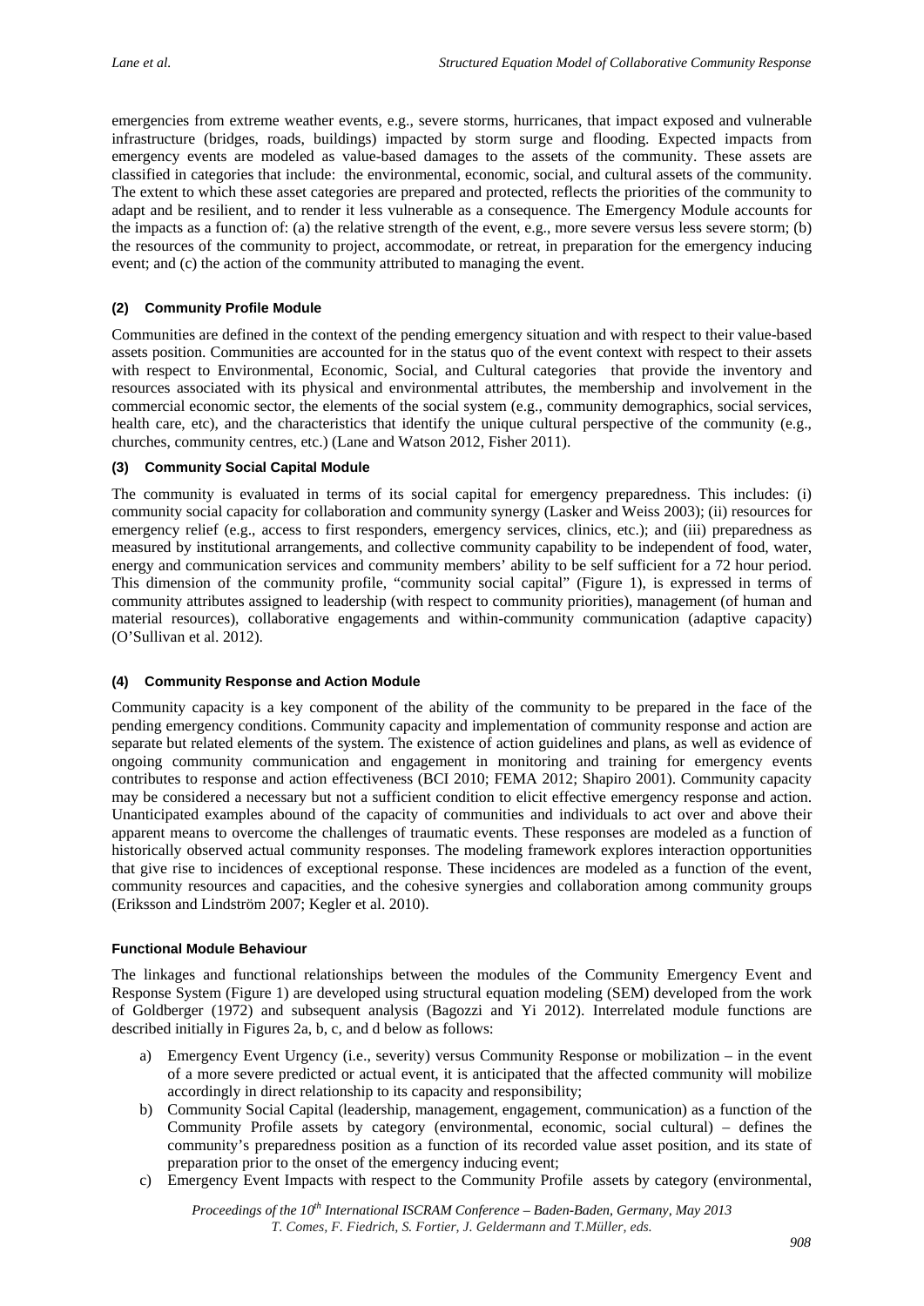emergencies from extreme weather events, e.g., severe storms, hurricanes, that impact exposed and vulnerable infrastructure (bridges, roads, buildings) impacted by storm surge and flooding. Expected impacts from emergency events are modeled as value-based damages to the assets of the community. These assets are classified in categories that include: the environmental, economic, social, and cultural assets of the community. The extent to which these asset categories are prepared and protected, reflects the priorities of the community to adapt and be resilient, and to render it less vulnerable as a consequence. The Emergency Module accounts for the impacts as a function of: (a) the relative strength of the event, e.g., more severe versus less severe storm; (b) the resources of the community to project, accommodate, or retreat, in preparation for the emergency inducing event; and (c) the action of the community attributed to managing the event.

#### (2) Community Profile Module

Communities are defined in the context of the pending emergency situation and with respect to their value-based assets position. Communities are accounted for in the status quo of the event context with respect to their assets with respect to Environmental, Economic, Social, and Cultural categories that provide the inventory and resources associated with its physical and environmental attributes, the membership and involvement in the commercial economic sector, the elements of the social system (e.g., community demographics, social services, health care, etc), and the characteristics that identify the unique cultural perspective of the community (e.g., churches, community centres, etc.) (Lane and Watson 2012, Fisher 2011).

#### (3) Community Social Capital Module

The community is evaluated in terms of its social capital for emergency preparedness. This includes: (i) community social capacity for collaboration and community synergy (Lasker and Weiss 2003); (ii) resources for emergency relief (e.g., access to first responders, emergency services, clinics, etc.); and (iii) preparedness as measured by institutional arrangements, and collective community capability to be independent of food, water, energy and communication services and community members' ability to be self sufficient for a 72 hour period. This dimension of the community profile, "community social capital" (Figure 1), is expressed in terms of community attributes assigned to leadership (with respect to community priorities), management (of human and material resources), collaborative engagements and within-community communication (adaptive capacity) (O'Sullivan et al. 2012).

#### (4) Community Response and Action Module

Community capacity is a key component of the ability of the community to be prepared in the face of the pending emergency conditions. Community capacity and implementation of community response and action are separate but related elements of the system. The existence of action guidelines and plans, as well as evidence of ongoing community communication and engagement in monitoring and training for emergency events contributes to response and action effectiveness (BCI 2010; FEMA 2012; Shapiro 2001). Community capacity may be considered a necessary but not a sufficient condition to elicit effective emergency response and action. Unanticipated examples abound of the capacity of communities and individuals to act over and above their apparent means to overcome the challenges of traumatic events. These responses are modeled as a function of historically observed actual community responses. The modeling framework explores interaction opportunities that give rise to incidences of exceptional response. These incidences are modeled as a function of the event, community resources and capacities, and the cohesive synergies and collaboration among community groups (Eriksson and Lindström 2007; Kegler et al. 2010).

#### Functional Module Behaviour

The linkages and functional relationships between the modules of the Community Emergency Event and Response System (Figure 1) are developed using structural equation modeling (SEM) developed from the work of Goldberger (1972) and subsequent analysis (Bagozzi and Yi 2012). Interrelated module functions are described initially in Figures 2a, b, c, and d below as follows:

a) Emergency Event Urgency (i.e., severity) versus Community Response or mobilization – in the event of a more severe predicted or actual event, it is anticipated that the affected community will mobilize accordingly in direct relationship to its capacity and responsibility;
b) Community Social Capital (leadership, management, engagement, communication) as a function of the Community Profile assets by category (environmental, economic, social cultural) – defines the community's preparedness position as a function of its recorded value asset position, and its state of preparation prior to the onset of the emergency inducing event;
c) Emergency Event Impacts with respect to the Community Profile assets by category (environmental,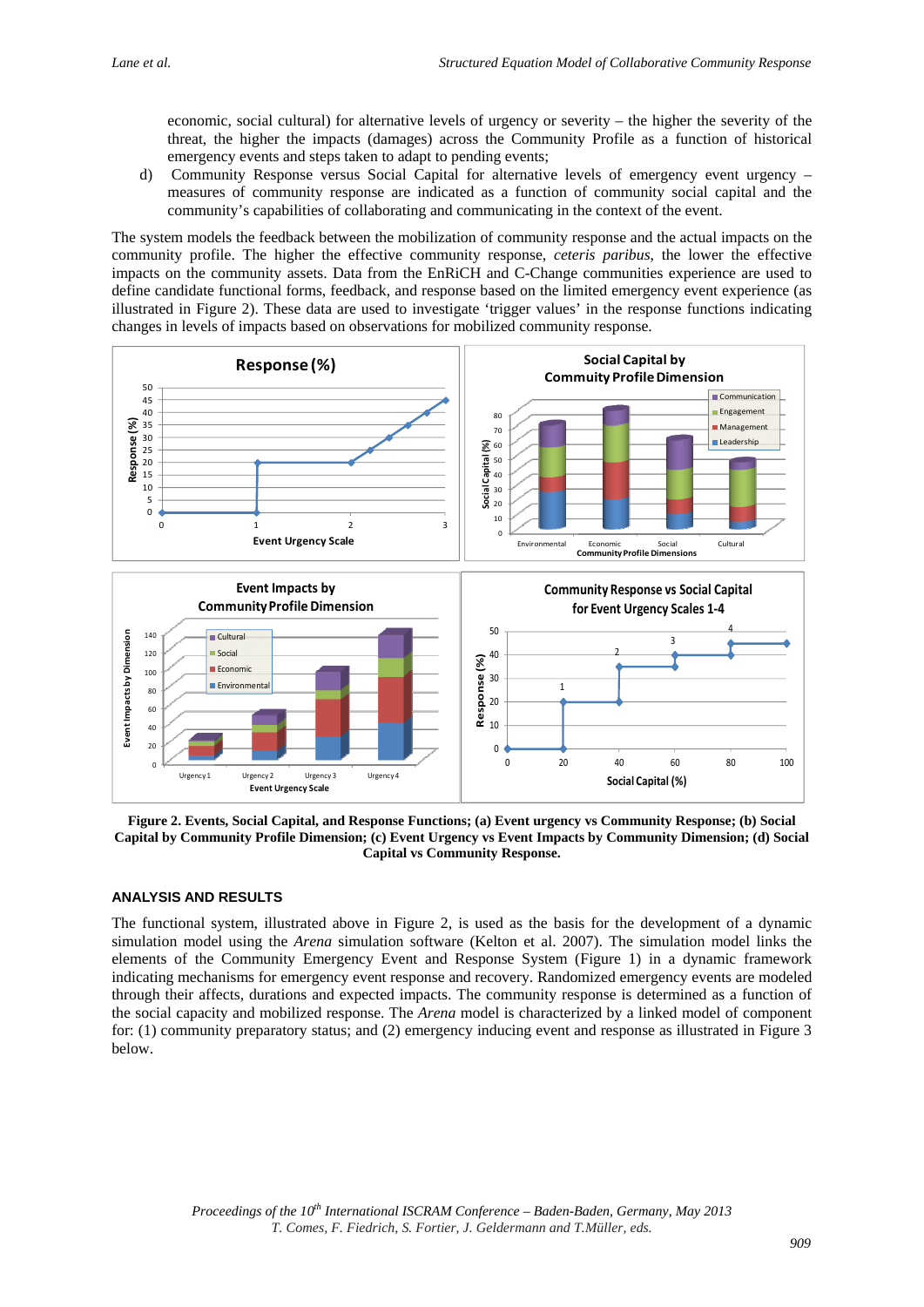economic, social cultural) for alternative levels of urgency or severity – the higher the severity of the threat, the higher the impacts (damages) across the Community Profile as a function of historical emergency events and steps taken to adapt to pending events;

d) Community Response versus Social Capital for alternative levels of emergency event urgency – measures of community response are indicated as a function of community social capital and the community's capabilities of collaborating and communicating in the context of the event.

The system models the feedback between the mobilization of community response and the actual impacts on the community profile. The higher the effective community response, *ceteris paribus*, the lower the effective impacts on the community assets. Data from the EnRiCH and C-Change communities experience are used to define candidate functional forms, feedback, and response based on the limited emergency event experience (as illustrated in Figure 2). These data are used to investigate 'trigger values' in the response functions indicating changes in levels of impacts based on observations for mobilized community response.

**Figure 2. Events, Social Capital, and Response Functions; (a) Event urgency vs Community Response; (b) Social Capital by Community Profile Dimension; (c) Event Urgency vs Event Impacts by Community Dimension; (d) Social Capital vs Community Response.**

## ANALYSIS AND RESULTS

The functional system, illustrated above in Figure 2, is used as the basis for the development of a dynamic simulation model using the *Arena* simulation software (Kelton et al. 2007). The simulation model links the elements of the Community Emergency Event and Response System (Figure 1) in a dynamic framework indicating mechanisms for emergency event response and recovery. Randomized emergency events are modeled through their affects, durations and expected impacts. The community response is determined as a function of the social capacity and mobilized response. The *Arena* model is characterized by a linked model of component for: (1) community preparatory status; and (2) emergency inducing event and response as illustrated in Figure 3 below.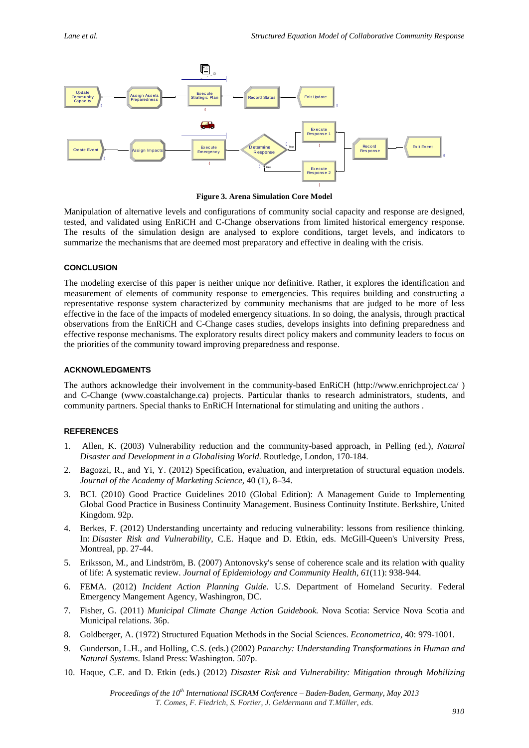**Figure 3. Arena Simulation Core Model**

Manipulation of alternative levels and configurations of community social capacity and response are designed, tested, and validated using EnRiCH and C-Change observations from limited historical emergency response. The results of the simulation design are analysed to explore conditions, target levels, and indicators to summarize the mechanisms that are deemed most preparatory and effective in dealing with the crisis.

## CONCLUSION

The modeling exercise of this paper is neither unique nor definitive. Rather, it explores the identification and measurement of elements of community response to emergencies. This requires building and constructing a representative response system characterized by community mechanisms that are judged to be more of less effective in the face of the impacts of modeled emergency situations. In so doing, the analysis, through practical observations from the EnRiCH and C-Change cases studies, develops insights into defining preparedness and effective response mechanisms. The exploratory results direct policy makers and community leaders to focus on the priorities of the community toward improving preparedness and response.

## ACKNOWLEDGMENTS

The authors acknowledge their involvement in the community-based EnRiCH (http://www.enrichproject.ca/ ) and C-Change (www.coastalchange.ca) projects. Particular thanks to research administrators, students, and community partners. Special thanks to EnRiCH International for stimulating and uniting the authors .

## REFERENCES

1. Allen, K. (2003) Vulnerability reduction and the community-based approach, in Pelling (ed.), *Natural Disaster and Development in a Globalising World*. Routledge, London, 170-184.
2. Bagozzi, R., and Yi, Y. (2012) Specification, evaluation, and interpretation of structural equation models. *Journal of the Academy of Marketing Science*, 40 (1), 8–34.
3. BCI. (2010) Good Practice Guidelines 2010 (Global Edition): A Management Guide to Implementing Global Good Practice in Business Continuity Management. Business Continuity Institute. Berkshire, United Kingdom. 92p.
4. Berkes, F. (2012) Understanding uncertainty and reducing vulnerability: lessons from resilience thinking. In: *Disaster Risk and Vulnerability*, C.E. Haque and D. Etkin, eds. McGill-Queen's University Press, Montreal, pp. 27-44.
5. Eriksson, M., and Lindström, B. (2007) Antonovsky's sense of coherence scale and its relation with quality of life: A systematic review. *Journal of Epidemiology and Community Health, 61*(11): 938-944.
6. FEMA. (2012) *Incident Action Planning Guide*. U.S. Department of Homeland Security. Federal Emergency Mangement Agency, Washingron, DC.
7. Fisher, G. (2011) *Municipal Climate Change Action Guidebook.* Nova Scotia: Service Nova Scotia and Municipal relations. 36p.
8. Goldberger, A. (1972) Structured Equation Methods in the Social Sciences. *Econometrica*, 40: 979-1001.
9. Gunderson, L.H., and Holling, C.S. (eds.) (2002) *Panarchy: Understanding Transformations in Human and Natural Systems*. Island Press: Washington. 507p.
10. Haque, C.E. and D. Etkin (eds.) (2012) *Disaster Risk and Vulnerability: Mitigation through Mobilizing*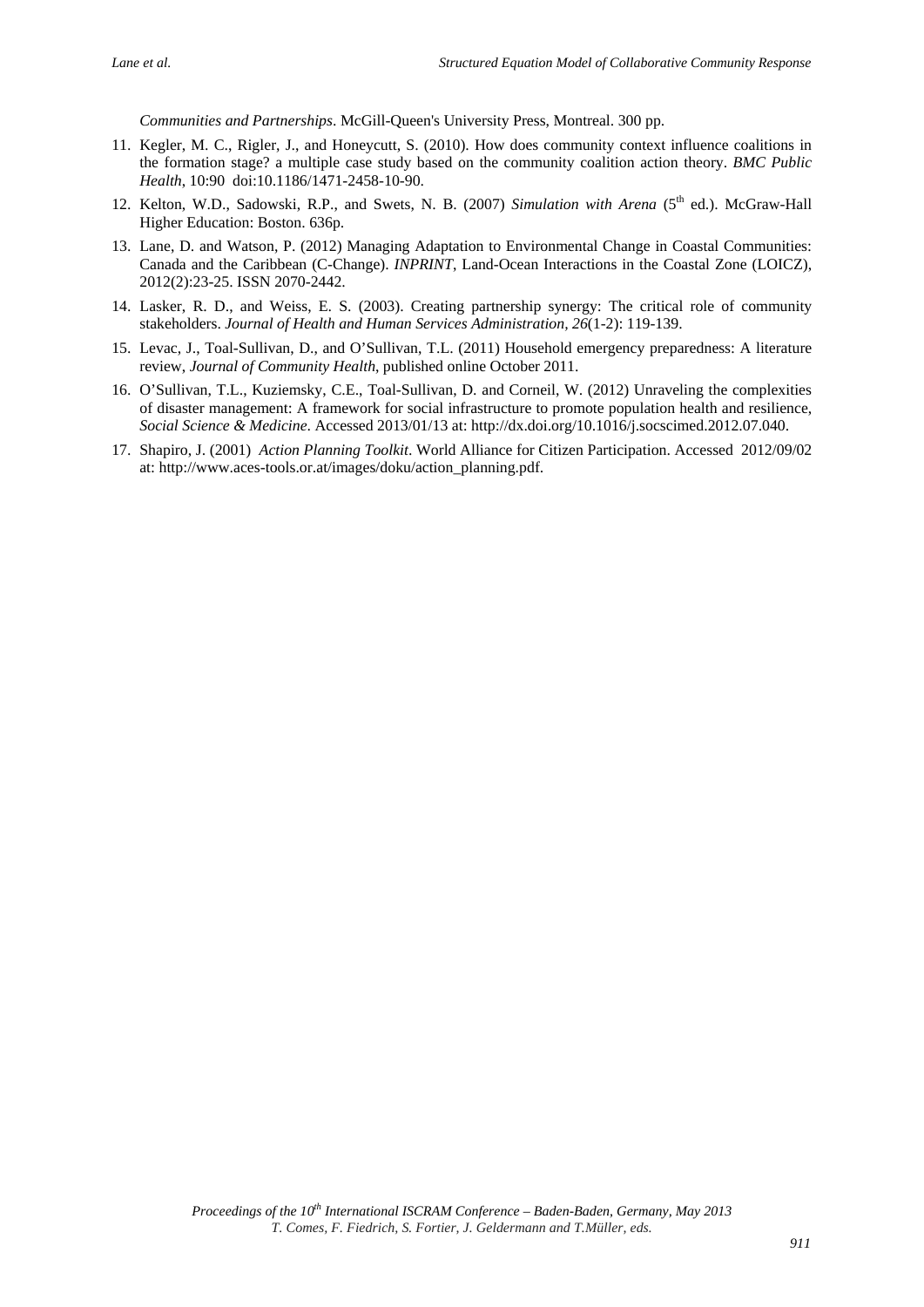*Communities and Partnerships*. McGill-Queen's University Press, Montreal. 300 pp.

11. Kegler, M. C., Rigler, J., and Honeycutt, S. (2010). How does community context influence coalitions in the formation stage? a multiple case study based on the community coalition action theory. *BMC Public Health*, 10:90 doi:10.1186/1471-2458-10-90.
12. Kelton, W.D., Sadowski, R.P., and Swets, N. B. (2007) *Simulation with Arena* (5th ed.). McGraw-Hall Higher Education: Boston. 636p.
13. Lane, D. and Watson, P. (2012) Managing Adaptation to Environmental Change in Coastal Communities: Canada and the Caribbean (C-Change). *INPRINT*, Land-Ocean Interactions in the Coastal Zone (LOICZ), 2012(2):23-25. ISSN 2070-2442.
14. Lasker, R. D., and Weiss, E. S. (2003). Creating partnership synergy: The critical role of community stakeholders. *Journal of Health and Human Services Administration, 26*(1-2): 119-139.
15. Levac, J., Toal-Sullivan, D., and O'Sullivan, T.L. (2011) Household emergency preparedness: A literature review, *Journal of Community Health*, published online October 2011.
16. O'Sullivan, T.L., Kuziemsky, C.E., Toal-Sullivan, D. and Corneil, W. (2012) Unraveling the complexities of disaster management: A framework for social infrastructure to promote population health and resilience, *Social Science & Medicine*. Accessed 2013/01/13 at: http://dx.doi.org/10.1016/j.socscimed.2012.07.040.
17. Shapiro, J. (2001) *Action Planning Toolkit*. World Alliance for Citizen Participation. Accessed 2012/09/02 at: http://www.aces-tools.or.at/images/doku/action_planning.pdf.